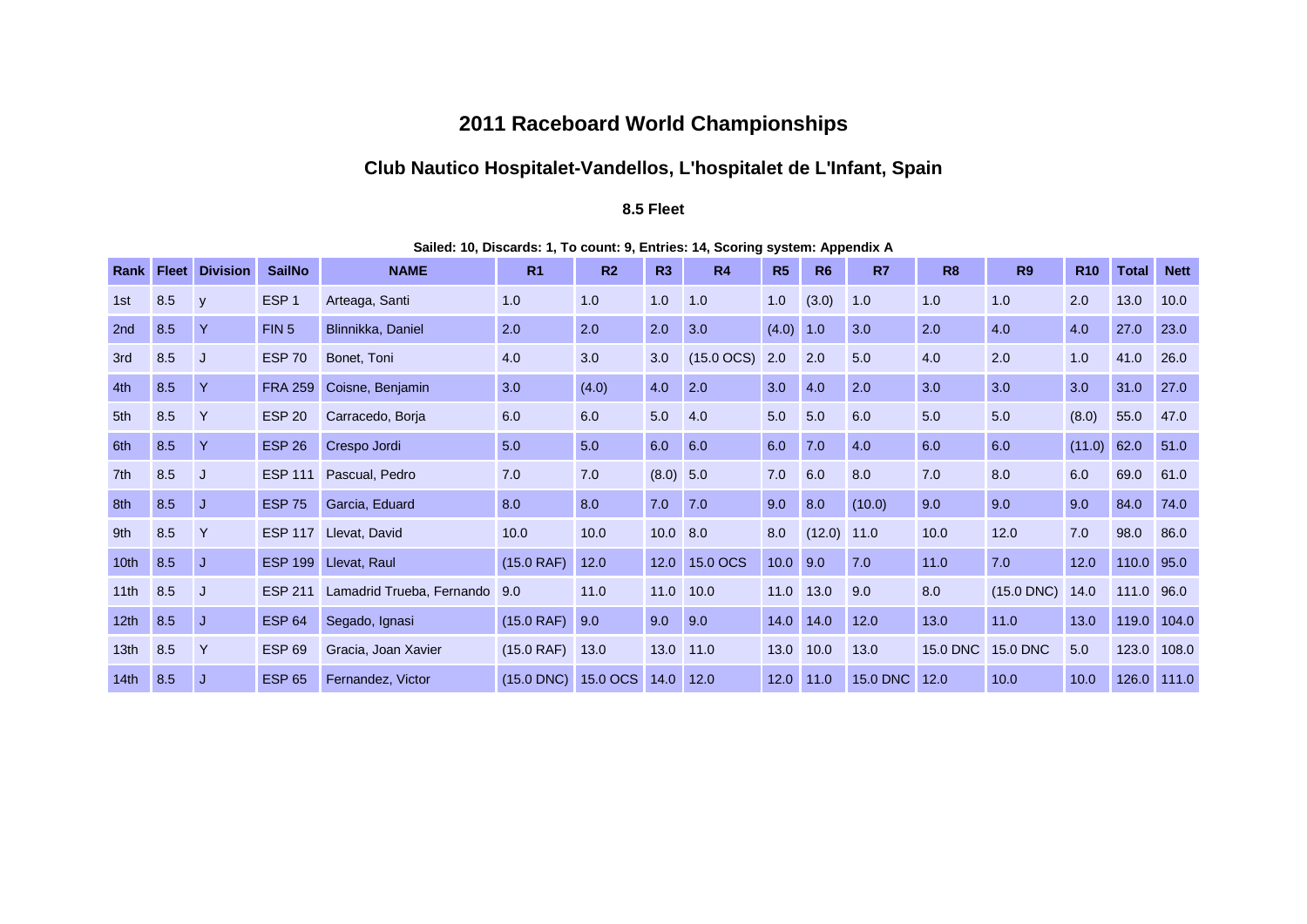# 2011 Raceboard World Championships

## Club Nautico Hospitalet-Vandellos, L'hospitalet de L'Infant, Spain

### 8.5 Fleet

**Sailed: 10, Discards: 1, To count: 9, Entries: 14, Scoring system: Appendix A**

| Rank | Fleet | Division | SailNo | NAME | R1 | R2 | R3 | R4 | R5 | R6 | R7 | R8 | R9 | R10 | Total | Nett |
|---|---|---|---|---|---|---|---|---|---|---|---|---|---|---|---|---|
| 1st | 8.5 | y | ESP 1 | Arteaga, Santi | 1.0 | 1.0 | 1.0 | 1.0 | 1.0 | (3.0) | 1.0 | 1.0 | 1.0 | 2.0 | 13.0 | 10.0 |
| 2nd | 8.5 | Y | FIN 5 | Blinnikka, Daniel | 2.0 | 2.0 | 2.0 | 3.0 | (4.0) | 1.0 | 3.0 | 2.0 | 4.0 | 4.0 | 27.0 | 23.0 |
| 3rd | 8.5 | J | ESP 70 | Bonet, Toni | 4.0 | 3.0 | 3.0 | (15.0 OCS) | 2.0 | 2.0 | 5.0 | 4.0 | 2.0 | 1.0 | 41.0 | 26.0 |
| 4th | 8.5 | Y | FRA 259 | Coisne, Benjamin | 3.0 | (4.0) | 4.0 | 2.0 | 3.0 | 4.0 | 2.0 | 3.0 | 3.0 | 3.0 | 31.0 | 27.0 |
| 5th | 8.5 | Y | ESP 20 | Carracedo, Borja | 6.0 | 6.0 | 5.0 | 4.0 | 5.0 | 5.0 | 6.0 | 5.0 | 5.0 | (8.0) | 55.0 | 47.0 |
| 6th | 8.5 | Y | ESP 26 | Crespo Jordi | 5.0 | 5.0 | 6.0 | 6.0 | 6.0 | 7.0 | 4.0 | 6.0 | 6.0 | (11.0) | 62.0 | 51.0 |
| 7th | 8.5 | J | ESP 111 | Pascual, Pedro | 7.0 | 7.0 | (8.0) | 5.0 | 7.0 | 6.0 | 8.0 | 7.0 | 8.0 | 6.0 | 69.0 | 61.0 |
| 8th | 8.5 | J | ESP 75 | Garcia, Eduard | 8.0 | 8.0 | 7.0 | 7.0 | 9.0 | 8.0 | (10.0) | 9.0 | 9.0 | 9.0 | 84.0 | 74.0 |
| 9th | 8.5 | Y | ESP 117 | Llevat, David | 10.0 | 10.0 | 10.0 | 8.0 | 8.0 | (12.0) | 11.0 | 10.0 | 12.0 | 7.0 | 98.0 | 86.0 |
| 10th | 8.5 | J | ESP 199 | Llevat, Raul | (15.0 RAF) | 12.0 | 12.0 | 15.0 OCS | 10.0 | 9.0 | 7.0 | 11.0 | 7.0 | 12.0 | 110.0 | 95.0 |
| 11th | 8.5 | J | ESP 211 | Lamadrid Trueba, Fernando | 9.0 | 11.0 | 11.0 | 10.0 | 11.0 | 13.0 | 9.0 | 8.0 | (15.0 DNC) | 14.0 | 111.0 | 96.0 |
| 12th | 8.5 | J | ESP 64 | Segado, Ignasi | (15.0 RAF) | 9.0 | 9.0 | 9.0 | 14.0 | 14.0 | 12.0 | 13.0 | 11.0 | 13.0 | 119.0 | 104.0 |
| 13th | 8.5 | Y | ESP 69 | Gracia, Joan Xavier | (15.0 RAF) | 13.0 | 13.0 | 11.0 | 13.0 | 10.0 | 13.0 | 15.0 DNC | 15.0 DNC | 5.0 | 123.0 | 108.0 |
| 14th | 8.5 | J | ESP 65 | Fernandez, Victor | (15.0 DNC) | 15.0 OCS | 14.0 | 12.0 | 12.0 | 11.0 | 15.0 DNC | 12.0 | 10.0 | 10.0 | 126.0 | 111.0 |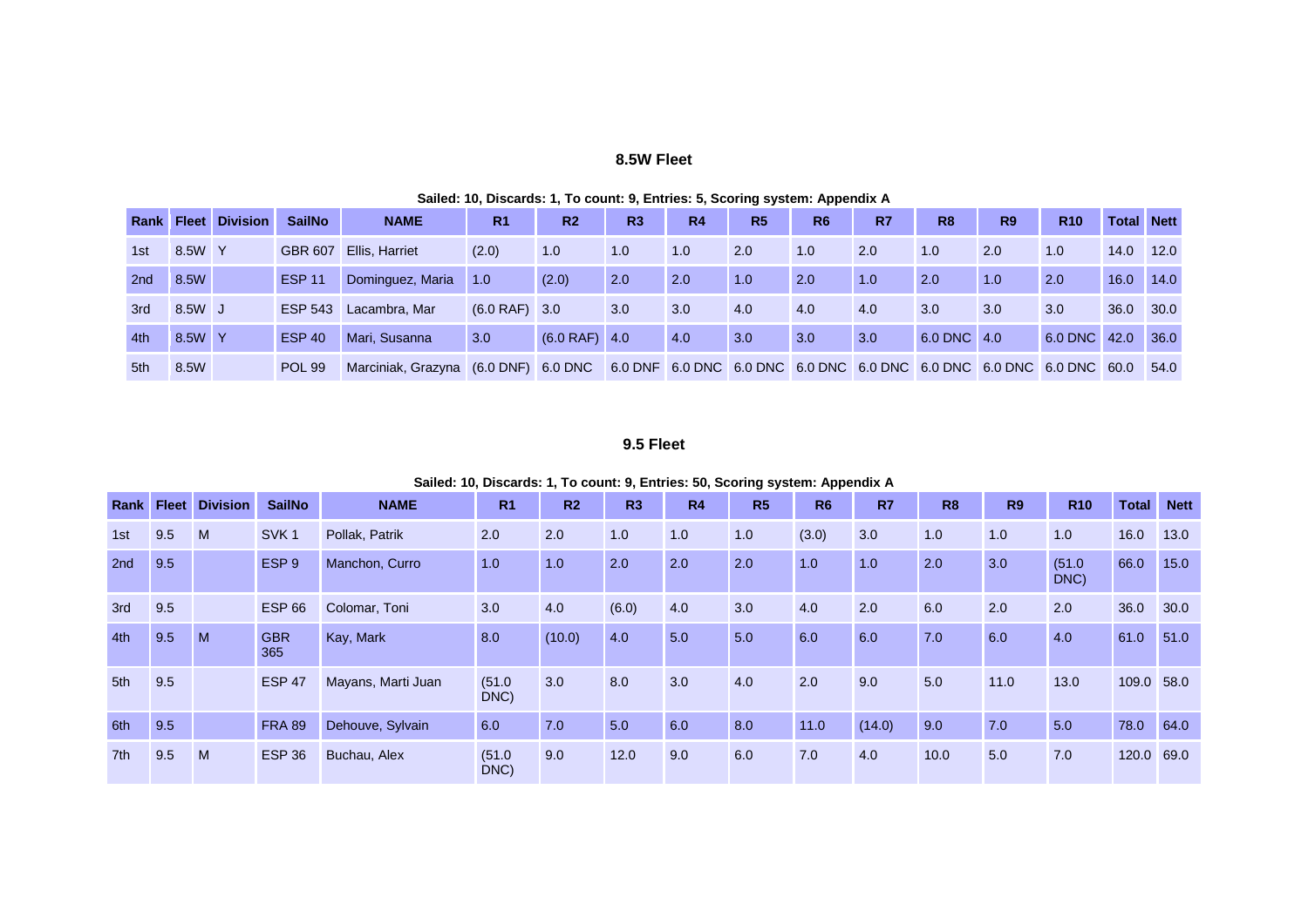### 8.5W Fleet

**Sailed: 10, Discards: 1, To count: 9, Entries: 5, Scoring system: Appendix A**

| Rank | Fleet | Division | SailNo | NAME | R1 | R2 | R3 | R4 | R5 | R6 | R7 | R8 | R9 | R10 | Total | Nett |
|---|---|---|---|---|---|---|---|---|---|---|---|---|---|---|---|---|
| 1st | 8.5W | Y | GBR 607 | Ellis, Harriet | (2.0) | 1.0 | 1.0 | 1.0 | 2.0 | 1.0 | 2.0 | 1.0 | 2.0 | 1.0 | 14.0 | 12.0 |
| 2nd | 8.5W | | ESP 11 | Dominguez, Maria | 1.0 | (2.0) | 2.0 | 2.0 | 1.0 | 2.0 | 1.0 | 2.0 | 1.0 | 2.0 | 16.0 | 14.0 |
| 3rd | 8.5W | J | ESP 543 | Lacambra, Mar | (6.0 RAF) | 3.0 | 3.0 | 3.0 | 4.0 | 4.0 | 4.0 | 3.0 | 3.0 | 3.0 | 36.0 | 30.0 |
| 4th | 8.5W | Y | ESP 40 | Mari, Susanna | 3.0 | (6.0 RAF) | 4.0 | 4.0 | 3.0 | 3.0 | 3.0 | 6.0 DNC | 4.0 | 6.0 DNC | 42.0 | 36.0 |
| 5th | 8.5W | | POL 99 | Marciniak, Grazyna | (6.0 DNF) | 6.0 DNC | 6.0 DNF | 6.0 DNC | 6.0 DNC | 6.0 DNC | 6.0 DNC | 6.0 DNC | 6.0 DNC | 6.0 DNC | 60.0 | 54.0 |

### 9.5 Fleet

**Sailed: 10, Discards: 1, To count: 9, Entries: 50, Scoring system: Appendix A**

| Rank | Fleet | Division | SailNo | NAME | R1 | R2 | R3 | R4 | R5 | R6 | R7 | R8 | R9 | R10 | Total | Nett |
|---|---|---|---|---|---|---|---|---|---|---|---|---|---|---|---|---|
| 1st | 9.5 | M | SVK 1 | Pollak, Patrik | 2.0 | 2.0 | 1.0 | 1.0 | 1.0 | (3.0) | 3.0 | 1.0 | 1.0 | 1.0 | 16.0 | 13.0 |
| 2nd | 9.5 | | ESP 9 | Manchon, Curro | 1.0 | 1.0 | 2.0 | 2.0 | 2.0 | 1.0 | 1.0 | 2.0 | 3.0 | (51.0 DNC) | 66.0 | 15.0 |
| 3rd | 9.5 | | ESP 66 | Colomar, Toni | 3.0 | 4.0 | (6.0) | 4.0 | 3.0 | 4.0 | 2.0 | 6.0 | 2.0 | 2.0 | 36.0 | 30.0 |
| 4th | 9.5 | M | GBR 365 | Kay, Mark | 8.0 | (10.0) | 4.0 | 5.0 | 5.0 | 6.0 | 6.0 | 7.0 | 6.0 | 4.0 | 61.0 | 51.0 |
| 5th | 9.5 | | ESP 47 | Mayans, Marti Juan | (51.0 DNC) | 3.0 | 8.0 | 3.0 | 4.0 | 2.0 | 9.0 | 5.0 | 11.0 | 13.0 | 109.0 | 58.0 |
| 6th | 9.5 | | FRA 89 | Dehouve, Sylvain | 6.0 | 7.0 | 5.0 | 6.0 | 8.0 | 11.0 | (14.0) | 9.0 | 7.0 | 5.0 | 78.0 | 64.0 |
| 7th | 9.5 | M | ESP 36 | Buchau, Alex | (51.0 DNC) | 9.0 | 12.0 | 9.0 | 6.0 | 7.0 | 4.0 | 10.0 | 5.0 | 7.0 | 120.0 | 69.0 |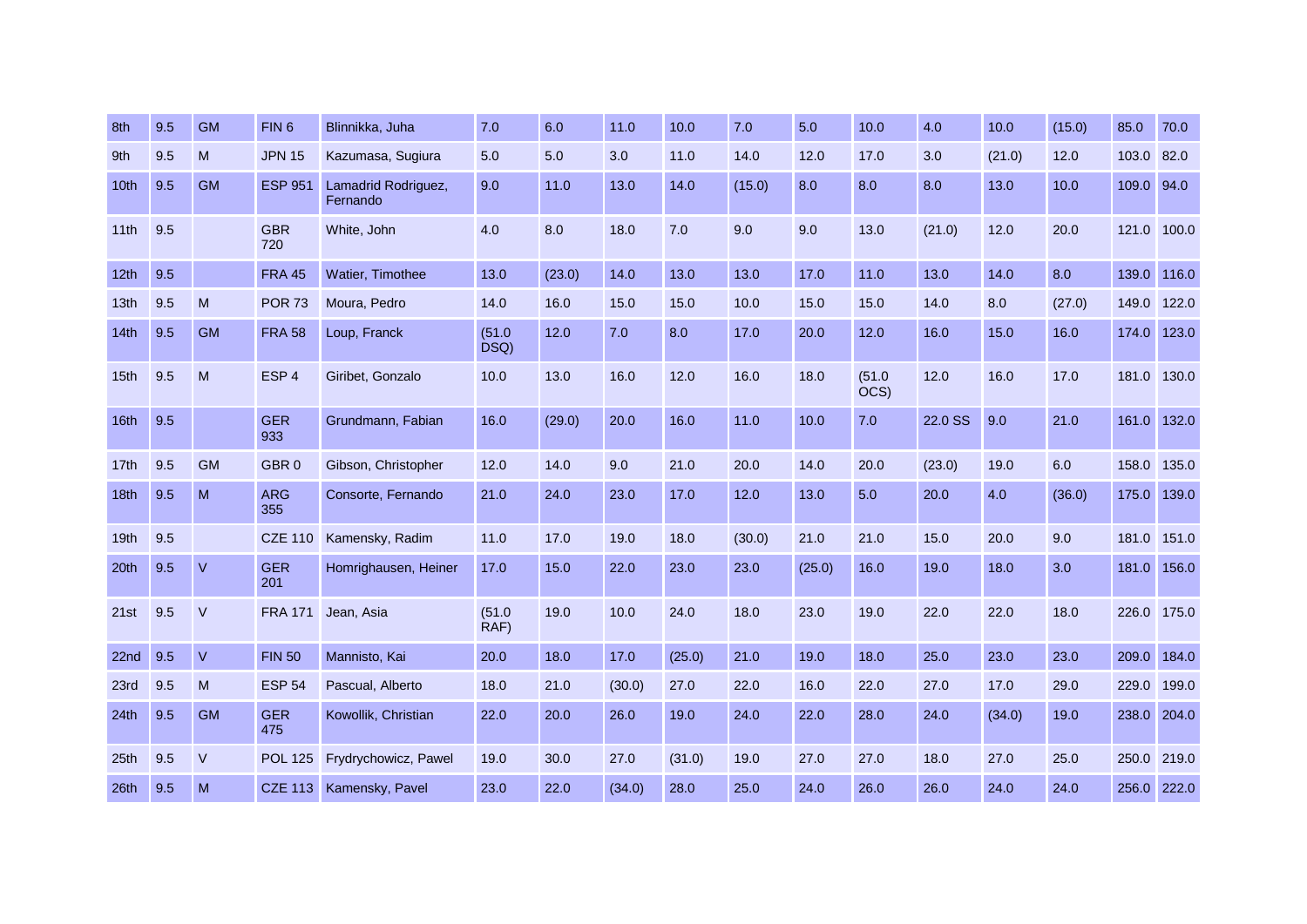| 8th | 9.5 | GM | FIN 6 | Blinnikka, Juha | 7.0 | 6.0 | 11.0 | 10.0 | 7.0 | 5.0 | 10.0 | 4.0 | 10.0 | (15.0) | 85.0 | 70.0 |
|---|---|---|---|---|---|---|---|---|---|---|---|---|---|---|---|---|
| 9th | 9.5 | M | JPN 15 | Kazumasa, Sugiura | 5.0 | 5.0 | 3.0 | 11.0 | 14.0 | 12.0 | 17.0 | 3.0 | (21.0) | 12.0 | 103.0 | 82.0 |
| 10th | 9.5 | GM | ESP 951 | Lamadrid Rodriguez, Fernando | 9.0 | 11.0 | 13.0 | 14.0 | (15.0) | 8.0 | 8.0 | 8.0 | 13.0 | 10.0 | 109.0 | 94.0 |
| 11th | 9.5 | | GBR 720 | White, John | 4.0 | 8.0 | 18.0 | 7.0 | 9.0 | 9.0 | 13.0 | (21.0) | 12.0 | 20.0 | 121.0 | 100.0 |
| 12th | 9.5 | | FRA 45 | Watier, Timothee | 13.0 | (23.0) | 14.0 | 13.0 | 13.0 | 17.0 | 11.0 | 13.0 | 14.0 | 8.0 | 139.0 | 116.0 |
| 13th | 9.5 | M | POR 73 | Moura, Pedro | 14.0 | 16.0 | 15.0 | 15.0 | 10.0 | 15.0 | 15.0 | 14.0 | 8.0 | (27.0) | 149.0 | 122.0 |
| 14th | 9.5 | GM | FRA 58 | Loup, Franck | (51.0 DSQ) | 12.0 | 7.0 | 8.0 | 17.0 | 20.0 | 12.0 | 16.0 | 15.0 | 16.0 | 174.0 | 123.0 |
| 15th | 9.5 | M | ESP 4 | Giribet, Gonzalo | 10.0 | 13.0 | 16.0 | 12.0 | 16.0 | 18.0 | (51.0 OCS) | 12.0 | 16.0 | 17.0 | 181.0 | 130.0 |
| 16th | 9.5 | | GER 933 | Grundmann, Fabian | 16.0 | (29.0) | 20.0 | 16.0 | 11.0 | 10.0 | 7.0 | 22.0 SS | 9.0 | 21.0 | 161.0 | 132.0 |
| 17th | 9.5 | GM | GBR 0 | Gibson, Christopher | 12.0 | 14.0 | 9.0 | 21.0 | 20.0 | 14.0 | 20.0 | (23.0) | 19.0 | 6.0 | 158.0 | 135.0 |
| 18th | 9.5 | M | ARG 355 | Consorte, Fernando | 21.0 | 24.0 | 23.0 | 17.0 | 12.0 | 13.0 | 5.0 | 20.0 | 4.0 | (36.0) | 175.0 | 139.0 |
| 19th | 9.5 | | CZE 110 | Kamensky, Radim | 11.0 | 17.0 | 19.0 | 18.0 | (30.0) | 21.0 | 21.0 | 15.0 | 20.0 | 9.0 | 181.0 | 151.0 |
| 20th | 9.5 | V | GER 201 | Homrighausen, Heiner | 17.0 | 15.0 | 22.0 | 23.0 | 23.0 | (25.0) | 16.0 | 19.0 | 18.0 | 3.0 | 181.0 | 156.0 |
| 21st | 9.5 | V | FRA 171 | Jean, Asia | (51.0 RAF) | 19.0 | 10.0 | 24.0 | 18.0 | 23.0 | 19.0 | 22.0 | 22.0 | 18.0 | 226.0 | 175.0 |
| 22nd | 9.5 | V | FIN 50 | Mannisto, Kai | 20.0 | 18.0 | 17.0 | (25.0) | 21.0 | 19.0 | 18.0 | 25.0 | 23.0 | 23.0 | 209.0 | 184.0 |
| 23rd | 9.5 | M | ESP 54 | Pascual, Alberto | 18.0 | 21.0 | (30.0) | 27.0 | 22.0 | 16.0 | 22.0 | 27.0 | 17.0 | 29.0 | 229.0 | 199.0 |
| 24th | 9.5 | GM | GER 475 | Kowollik, Christian | 22.0 | 20.0 | 26.0 | 19.0 | 24.0 | 22.0 | 28.0 | 24.0 | (34.0) | 19.0 | 238.0 | 204.0 |
| 25th | 9.5 | V | POL 125 | Frydrychowicz, Pawel | 19.0 | 30.0 | 27.0 | (31.0) | 19.0 | 27.0 | 27.0 | 18.0 | 27.0 | 25.0 | 250.0 | 219.0 |
| 26th | 9.5 | M | CZE 113 | Kamensky, Pavel | 23.0 | 22.0 | (34.0) | 28.0 | 25.0 | 24.0 | 26.0 | 26.0 | 24.0 | 24.0 | 256.0 | 222.0 |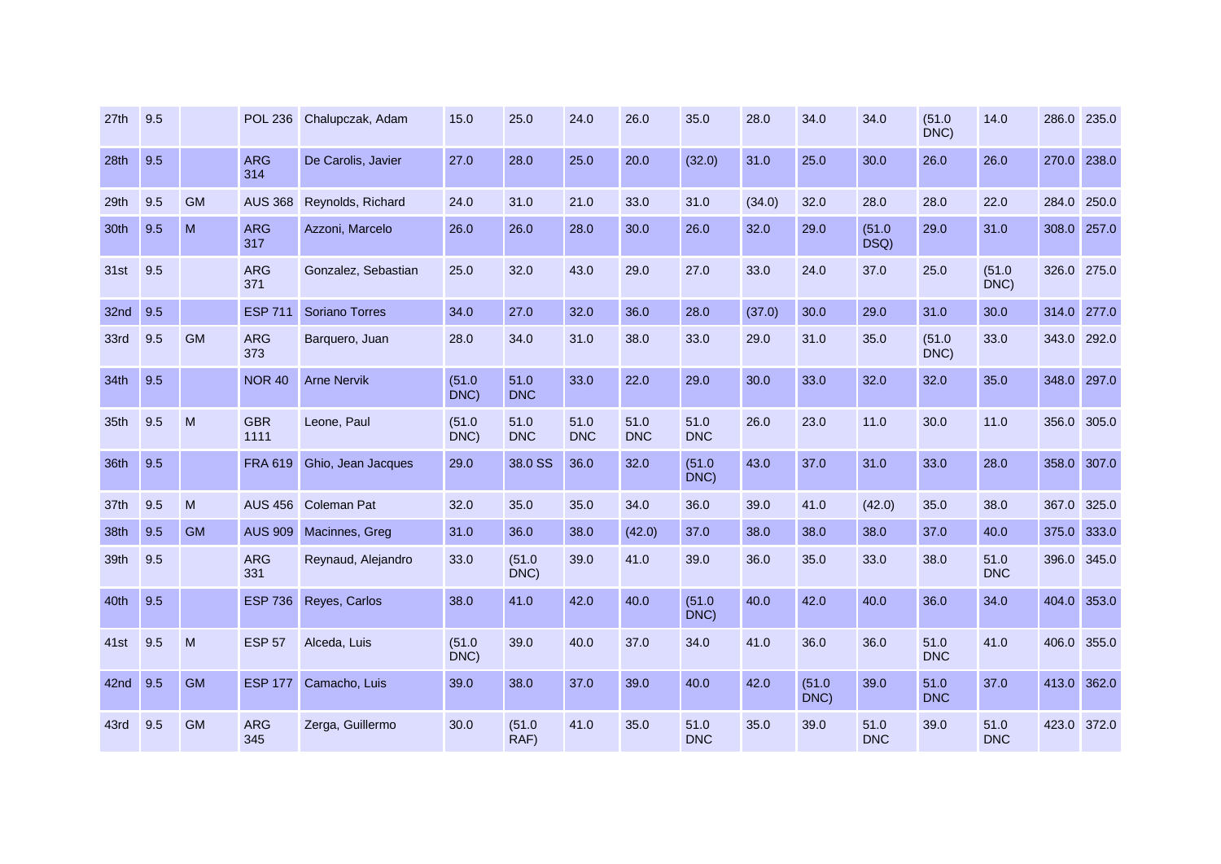| 27th | 9.5 |  | POL 236 | Chalupczak, Adam | 15.0 | 25.0 | 24.0 | 26.0 | 35.0 | 28.0 | 34.0 | 34.0 | (51.0 DNC) | 14.0 | 286.0 | 235.0 |
|---|---|---|---|---|---|---|---|---|---|---|---|---|---|---|---|---|
| 28th | 9.5 |  | ARG 314 | De Carolis, Javier | 27.0 | 28.0 | 25.0 | 20.0 | (32.0) | 31.0 | 25.0 | 30.0 | 26.0 | 26.0 | 270.0 | 238.0 |
| 29th | 9.5 | GM | AUS 368 | Reynolds, Richard | 24.0 | 31.0 | 21.0 | 33.0 | 31.0 | (34.0) | 32.0 | 28.0 | 28.0 | 22.0 | 284.0 | 250.0 |
| 30th | 9.5 | M | ARG 317 | Azzoni, Marcelo | 26.0 | 26.0 | 28.0 | 30.0 | 26.0 | 32.0 | 29.0 | (51.0 DSQ) | 29.0 | 31.0 | 308.0 | 257.0 |
| 31st | 9.5 |  | ARG 371 | Gonzalez, Sebastian | 25.0 | 32.0 | 43.0 | 29.0 | 27.0 | 33.0 | 24.0 | 37.0 | 25.0 | (51.0 DNC) | 326.0 | 275.0 |
| 32nd | 9.5 |  | ESP 711 | Soriano Torres | 34.0 | 27.0 | 32.0 | 36.0 | 28.0 | (37.0) | 30.0 | 29.0 | 31.0 | 30.0 | 314.0 | 277.0 |
| 33rd | 9.5 | GM | ARG 373 | Barquero, Juan | 28.0 | 34.0 | 31.0 | 38.0 | 33.0 | 29.0 | 31.0 | 35.0 | (51.0 DNC) | 33.0 | 343.0 | 292.0 |
| 34th | 9.5 |  | NOR 40 | Arne Nervik | (51.0 DNC) | 51.0 DNC | 33.0 | 22.0 | 29.0 | 30.0 | 33.0 | 32.0 | 32.0 | 35.0 | 348.0 | 297.0 |
| 35th | 9.5 | M | GBR 1111 | Leone, Paul | (51.0 DNC) | 51.0 DNC | 51.0 DNC | 51.0 DNC | 51.0 DNC | 26.0 | 23.0 | 11.0 | 30.0 | 11.0 | 356.0 | 305.0 |
| 36th | 9.5 |  | FRA 619 | Ghio, Jean Jacques | 29.0 | 38.0 SS | 36.0 | 32.0 | (51.0 DNC) | 43.0 | 37.0 | 31.0 | 33.0 | 28.0 | 358.0 | 307.0 |
| 37th | 9.5 | M | AUS 456 | Coleman Pat | 32.0 | 35.0 | 35.0 | 34.0 | 36.0 | 39.0 | 41.0 | (42.0) | 35.0 | 38.0 | 367.0 | 325.0 |
| 38th | 9.5 | GM | AUS 909 | Macinnes, Greg | 31.0 | 36.0 | 38.0 | (42.0) | 37.0 | 38.0 | 38.0 | 38.0 | 37.0 | 40.0 | 375.0 | 333.0 |
| 39th | 9.5 |  | ARG 331 | Reynaud, Alejandro | 33.0 | (51.0 DNC) | 39.0 | 41.0 | 39.0 | 36.0 | 35.0 | 33.0 | 38.0 | 51.0 DNC | 396.0 | 345.0 |
| 40th | 9.5 |  | ESP 736 | Reyes, Carlos | 38.0 | 41.0 | 42.0 | 40.0 | (51.0 DNC) | 40.0 | 42.0 | 40.0 | 36.0 | 34.0 | 404.0 | 353.0 |
| 41st | 9.5 | M | ESP 57 | Alceda, Luis | (51.0 DNC) | 39.0 | 40.0 | 37.0 | 34.0 | 41.0 | 36.0 | 36.0 | 51.0 DNC | 41.0 | 406.0 | 355.0 |
| 42nd | 9.5 | GM | ESP 177 | Camacho, Luis | 39.0 | 38.0 | 37.0 | 39.0 | 40.0 | 42.0 | (51.0 DNC) | 39.0 | 51.0 DNC | 37.0 | 413.0 | 362.0 |
| 43rd | 9.5 | GM | ARG 345 | Zerga, Guillermo | 30.0 | (51.0 RAF) | 41.0 | 35.0 | 51.0 DNC | 35.0 | 39.0 | 51.0 DNC | 39.0 | 51.0 DNC | 423.0 | 372.0 |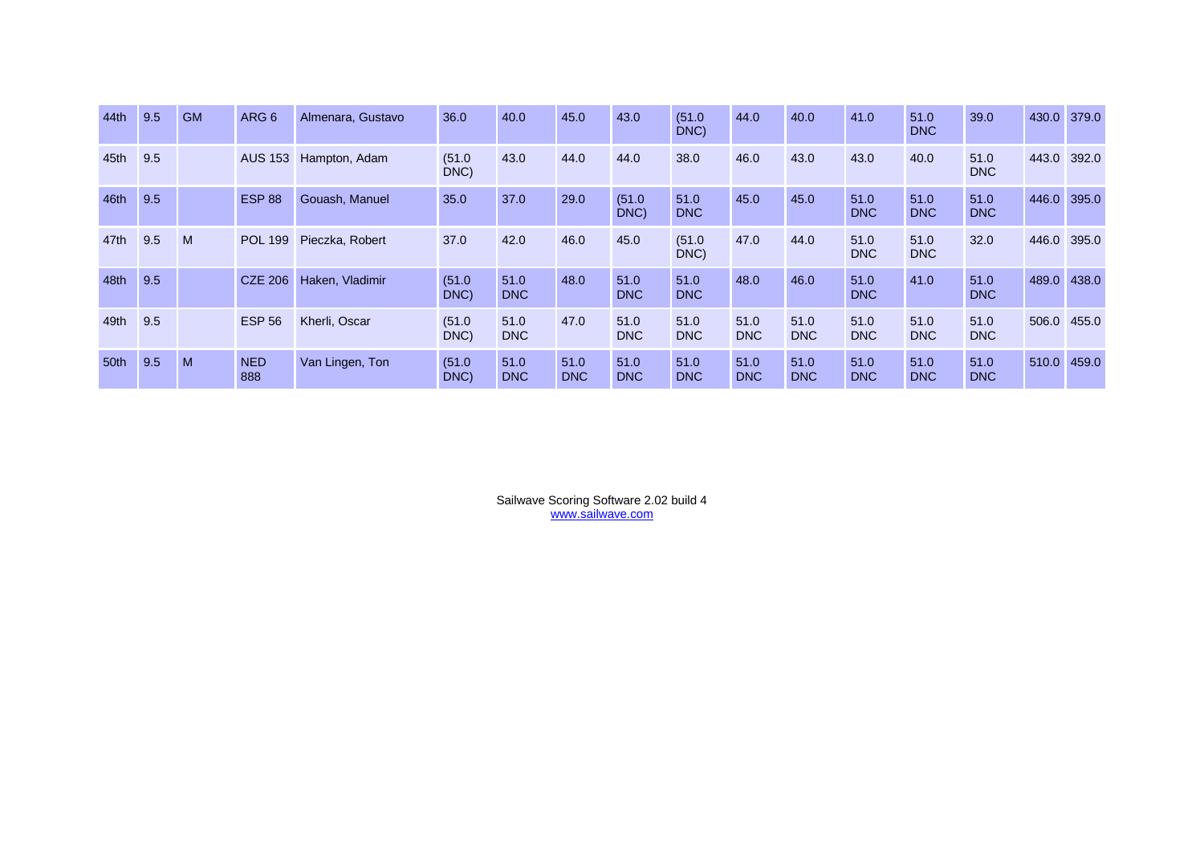| | | | | | | | | | | | | | | | | |
|---|---|---|---|---|---|---|---|---|---|---|---|---|---|---|---|---|
| 44th | 9.5 | GM | ARG 6 | Almenara, Gustavo | 36.0 | 40.0 | 45.0 | 43.0 | (51.0 DNC) | 44.0 | 40.0 | 41.0 | 51.0 DNC | 39.0 | 430.0 | 379.0 |
| 45th | 9.5 | | AUS 153 | Hampton, Adam | (51.0 DNC) | 43.0 | 44.0 | 44.0 | 38.0 | 46.0 | 43.0 | 43.0 | 40.0 | 51.0 DNC | 443.0 | 392.0 |
| 46th | 9.5 | | ESP 88 | Gouash, Manuel | 35.0 | 37.0 | 29.0 | (51.0 DNC) | 51.0 DNC | 45.0 | 45.0 | 51.0 DNC | 51.0 DNC | 51.0 DNC | 446.0 | 395.0 |
| 47th | 9.5 | M | POL 199 | Pieczka, Robert | 37.0 | 42.0 | 46.0 | 45.0 | (51.0 DNC) | 47.0 | 44.0 | 51.0 DNC | 51.0 DNC | 32.0 | 446.0 | 395.0 |
| 48th | 9.5 | | CZE 206 | Haken, Vladimir | (51.0 DNC) | 51.0 DNC | 48.0 | 51.0 DNC | 51.0 DNC | 48.0 | 46.0 | 51.0 DNC | 41.0 | 51.0 DNC | 489.0 | 438.0 |
| 49th | 9.5 | | ESP 56 | Kherli, Oscar | (51.0 DNC) | 51.0 DNC | 47.0 | 51.0 DNC | 51.0 DNC | 51.0 DNC | 51.0 DNC | 51.0 DNC | 51.0 DNC | 51.0 DNC | 506.0 | 455.0 |
| 50th | 9.5 | M | NED 888 | Van Lingen, Ton | (51.0 DNC) | 51.0 DNC | 51.0 DNC | 51.0 DNC | 51.0 DNC | 51.0 DNC | 51.0 DNC | 51.0 DNC | 51.0 DNC | 51.0 DNC | 510.0 | 459.0 |

Sailwave Scoring Software 2.02 build 4
www.sailwave.com